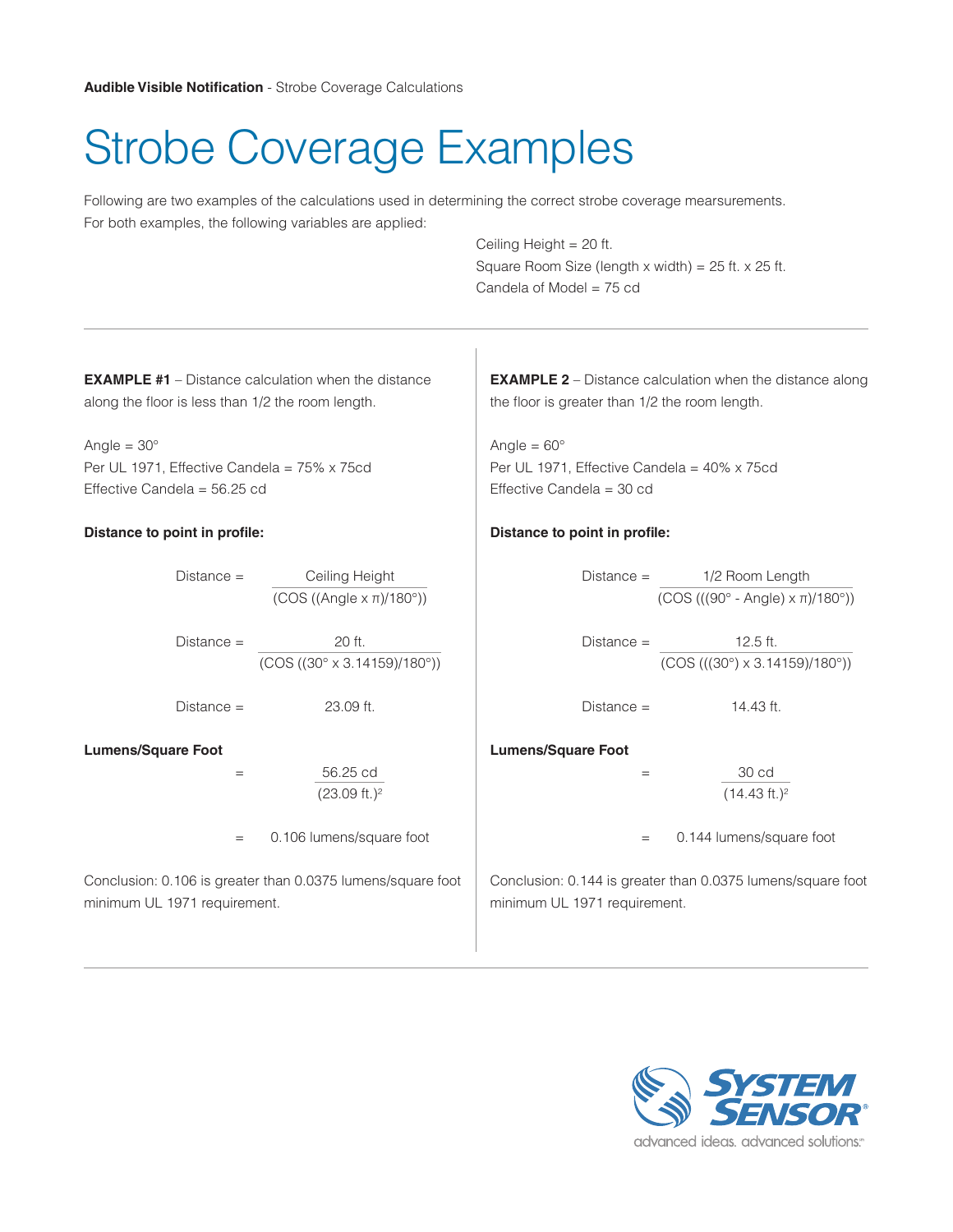# Strobe Coverage Examples

Following are two examples of the calculations used in determining the correct strobe coverage mearsurements. For both examples, the following variables are applied:

Ceiling Height = 20 ft.
Square Room Size (length x width) = 25 ft. x 25 ft.
Candela of Model = 75 cd

---

**EXAMPLE #1** – Distance calculation when the distance along the floor is less than 1/2 the room length.

Angle = 30°
Per UL 1971, Effective Candela = 75% x 75cd
Effective Candela = 56.25 cd

**Distance to point in profile:**

$$\text{Distance} = \frac{\text{Ceiling Height}}{(\text{COS}((\text{Angle} \times \pi)/180°))}$$

$$\text{Distance} = \frac{20 \text{ ft.}}{(\text{COS}((30° \times 3.14159)/180°))}$$

$$\text{Distance} = 23.09 \text{ ft.}$$

**Lumens/Square Foot**

$$= \frac{56.25 \text{ cd}}{(23.09 \text{ ft.})^2}$$

$$= 0.106 \text{ lumens/square foot}$$

Conclusion: 0.106 is greater than 0.0375 lumens/square foot minimum UL 1971 requirement.

**EXAMPLE 2** – Distance calculation when the distance along the floor is greater than 1/2 the room length.

Angle = 60°
Per UL 1971, Effective Candela = 40% x 75cd
Effective Candela = 30 cd

**Distance to point in profile:**

$$\text{Distance} = \frac{1/2 \text{ Room Length}}{(\text{COS}(((90° - \text{Angle}) \times \pi)/180°))}$$

$$\text{Distance} = \frac{12.5 \text{ ft.}}{(\text{COS}(((30°) \times 3.14159)/180°))}$$

$$\text{Distance} = 14.43 \text{ ft.}$$

**Lumens/Square Foot**

$$= \frac{30 \text{ cd}}{(14.43 \text{ ft.})^2}$$

$$= 0.144 \text{ lumens/square foot}$$

Conclusion: 0.144 is greater than 0.0375 lumens/square foot minimum UL 1971 requirement.

SYSTEM SENSOR®
advanced ideas. advanced solutions.™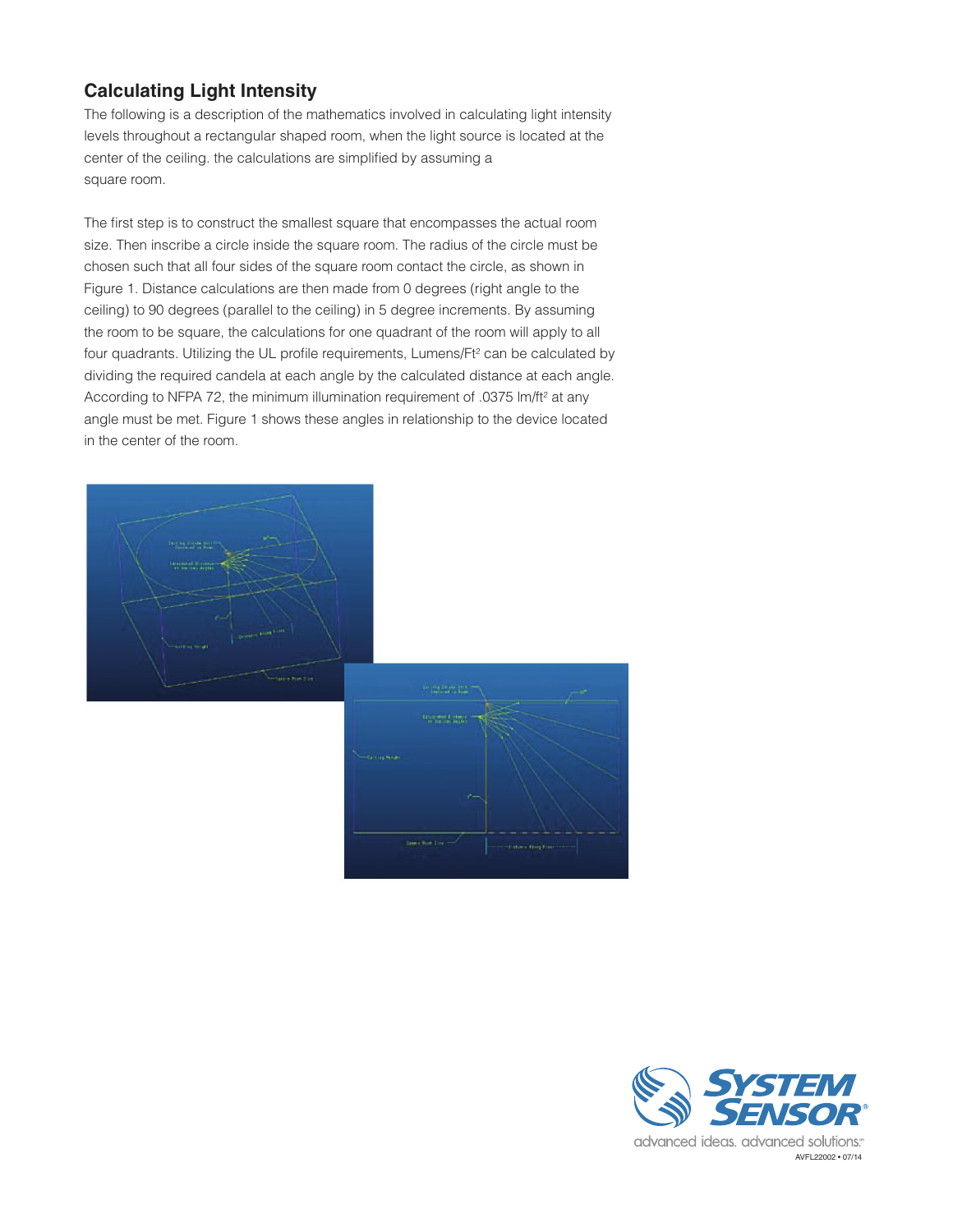## Calculating Light Intensity

The following is a description of the mathematics involved in calculating light intensity levels throughout a rectangular shaped room, when the light source is located at the center of the ceiling. the calculations are simplified by assuming a square room.

The first step is to construct the smallest square that encompasses the actual room size. Then inscribe a circle inside the square room. The radius of the circle must be chosen such that all four sides of the square room contact the circle, as shown in Figure 1. Distance calculations are then made from 0 degrees (right angle to the ceiling) to 90 degrees (parallel to the ceiling) in 5 degree increments. By assuming the room to be square, the calculations for one quadrant of the room will apply to all four quadrants. Utilizing the UL profile requirements, Lumens/Ft$^2$ can be calculated by dividing the required candela at each angle by the calculated distance at each angle. According to NFPA 72, the minimum illumination requirement of .0375 lm/ft$^2$ at any angle must be met. Figure 1 shows these angles in relationship to the device located in the center of the room.

advanced ideas. advanced solutions.

AVFL22002 • 07/14